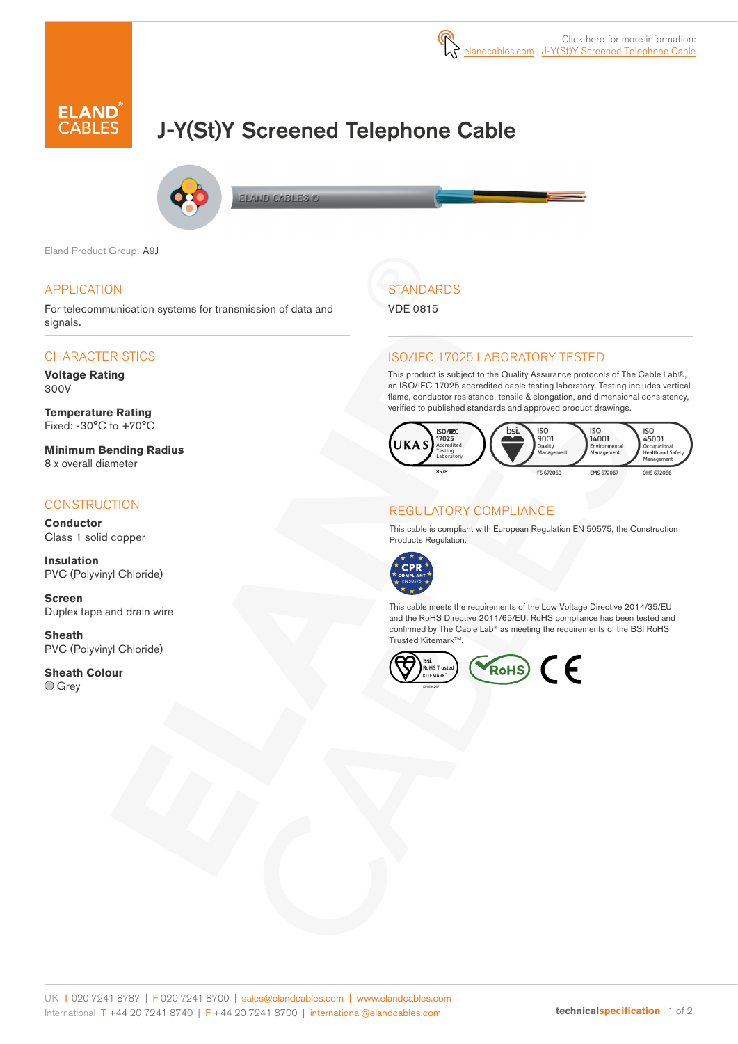Click here for more information: elandcables.com | J-Y(St)Y Screened Telephone Cable

# J-Y(St)Y Screened Telephone Cable

Eland Product Group: A9J

## APPLICATION

For telecommunication systems for transmission of data and signals.

## CHARACTERISTICS

**Voltage Rating**
300V

**Temperature Rating**
Fixed: -30°C to +70°C

**Minimum Bending Radius**
8 x overall diameter

## CONSTRUCTION

**Conductor**
Class 1 solid copper

**Insulation**
PVC (Polyvinyl Chloride)

**Screen**
Duplex tape and drain wire

**Sheath**
PVC (Polyvinyl Chloride)

**Sheath Colour**
Grey

## STANDARDS

VDE 0815

## ISO/IEC 17025 LABORATORY TESTED

This product is subject to the Quality Assurance protocols of The Cable Lab®, an ISO/IEC 17025 accredited cable testing laboratory. Testing includes vertical flame, conductor resistance, tensile & elongation, and dimensional consistency, verified to published standards and approved product drawings.

UKAS ISO/IEC 17025 Accredited Testing Laboratory 8578 | bsi. ISO 9001 Quality Management FS 672069 | ISO 14001 Environmental Management EMS 672067 | ISO 45001 Occupational Health and Safety Management OHS 672066

## REGULATORY COMPLIANCE

This cable is compliant with European Regulation EN 50575, the Construction Products Regulation.

CPR COMPLIANT EN 50575

This cable meets the requirements of the Low Voltage Directive 2014/35/EU and the RoHS Directive 2011/65/EU. RoHS compliance has been tested and confirmed by The Cable Lab® as meeting the requirements of the BSI RoHS Trusted Kitemark™.

bsi. RoHS Trusted KITEMARK™ | RoHS | CE

UK T 020 7241 8787 | F 020 7241 8700 | sales@elandcables.com | www.elandcables.com
International T +44 20 7241 8740 | F +44 20 7241 8700 | international@elandcables.com

technicalspecification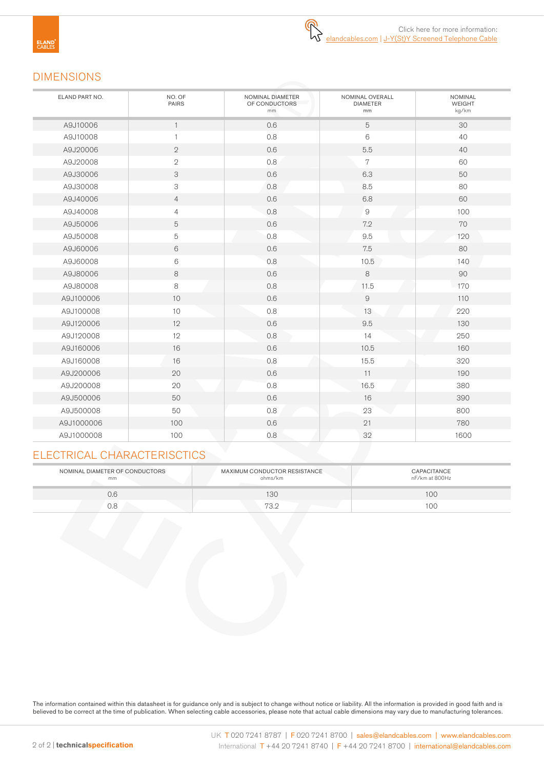Click here for more information: elandcables.com | J-Y(St)Y Screened Telephone Cable

## DIMENSIONS

| ELAND PART NO. | NO. OF PAIRS | NOMINAL DIAMETER OF CONDUCTORS mm | NOMINAL OVERALL DIAMETER mm | NOMINAL WEIGHT kg/km |
|---|---|---|---|---|
| A9J10006 | 1 | 0.6 | 5 | 30 |
| A9J10008 | 1 | 0.8 | 6 | 40 |
| A9J20006 | 2 | 0.6 | 5.5 | 40 |
| A9J20008 | 2 | 0.8 | 7 | 60 |
| A9J30006 | 3 | 0.6 | 6.3 | 50 |
| A9J30008 | 3 | 0.8 | 8.5 | 80 |
| A9J40006 | 4 | 0.6 | 6.8 | 60 |
| A9J40008 | 4 | 0.8 | 9 | 100 |
| A9J50006 | 5 | 0.6 | 7.2 | 70 |
| A9J50008 | 5 | 0.8 | 9.5 | 120 |
| A9J60006 | 6 | 0.6 | 7.5 | 80 |
| A9J60008 | 6 | 0.8 | 10.5 | 140 |
| A9J80006 | 8 | 0.6 | 8 | 90 |
| A9J80008 | 8 | 0.8 | 11.5 | 170 |
| A9J100006 | 10 | 0.6 | 9 | 110 |
| A9J100008 | 10 | 0.8 | 13 | 220 |
| A9J120006 | 12 | 0.6 | 9.5 | 130 |
| A9J120008 | 12 | 0.8 | 14 | 250 |
| A9J160006 | 16 | 0.6 | 10.5 | 160 |
| A9J160008 | 16 | 0.8 | 15.5 | 320 |
| A9J200006 | 20 | 0.6 | 11 | 190 |
| A9J200008 | 20 | 0.8 | 16.5 | 380 |
| A9J500006 | 50 | 0.6 | 16 | 390 |
| A9J500008 | 50 | 0.8 | 23 | 800 |
| A9J1000006 | 100 | 0.6 | 21 | 780 |
| A9J1000008 | 100 | 0.8 | 32 | 1600 |

## ELECTRICAL CHARACTERISCTICS

| NOMINAL DIAMETER OF CONDUCTORS mm | MAXIMUM CONDUCTOR RESISTANCE ohms/km | CAPACITANCE nF/km at 800Hz |
|---|---|---|
| 0.6 | 130 | 100 |
| 0.8 | 73.2 | 100 |

The information contained within this datasheet is for guidance only and is subject to change without notice or liability. All the information is provided in good faith and is believed to be correct at the time of publication. When selecting cable accessories, please note that actual cable dimensions may vary due to manufacturing tolerances.

UK T 020 7241 8787 | F 020 7241 8700 | sales@elandcables.com | www.elandcables.com
International T +44 20 7241 8740 | F +44 20 7241 8700 | international@elandcables.com